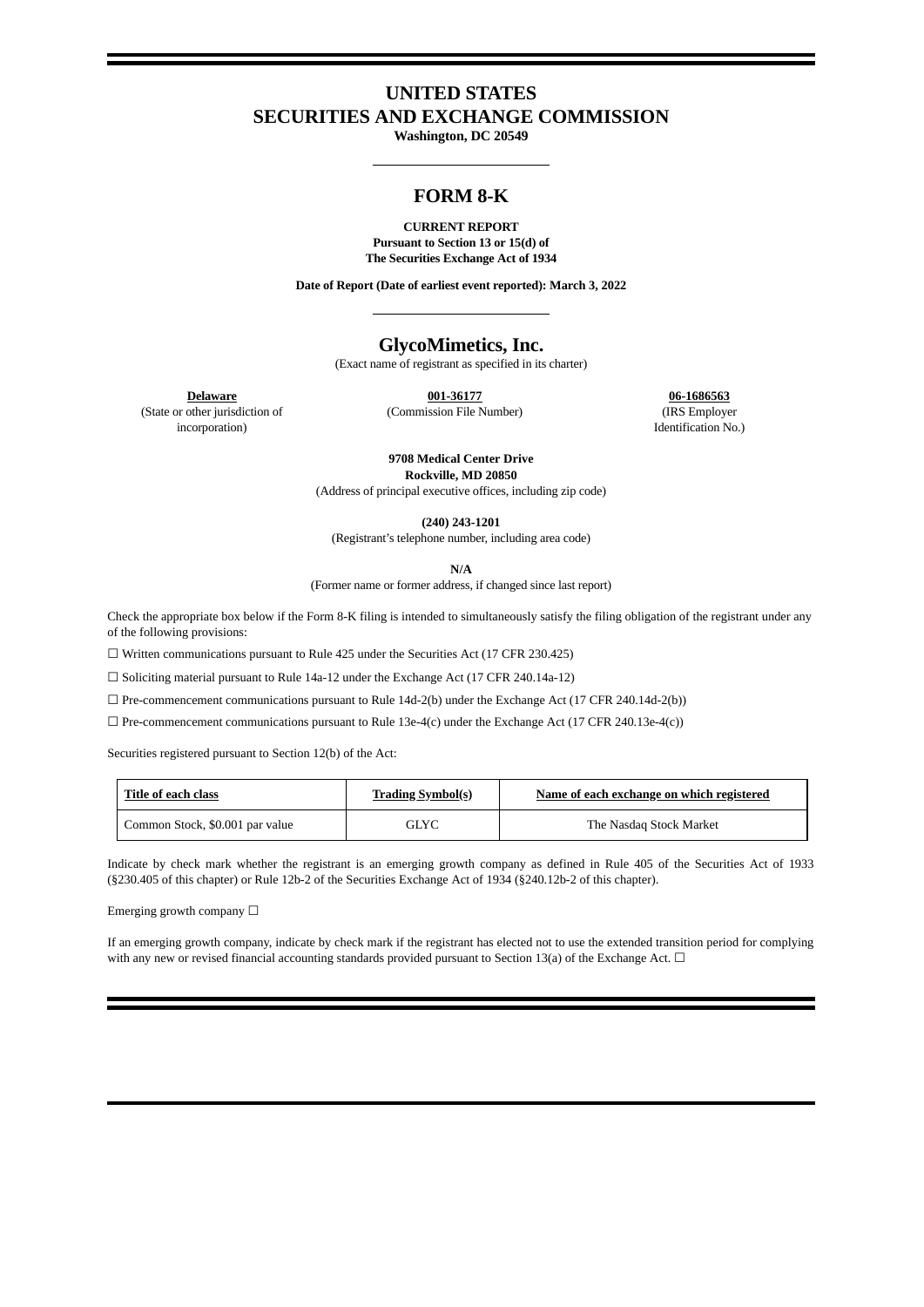# UNITED STATES
# SECURITIES AND EXCHANGE COMMISSION

**Washington, DC 20549**

## FORM 8-K

**CURRENT REPORT**
**Pursuant to Section 13 or 15(d) of**
**The Securities Exchange Act of 1934**

**Date of Report (Date of earliest event reported): March 3, 2022**

## GlycoMimetics, Inc.

(Exact name of registrant as specified in its charter)

| **Delaware** | **001-36177** | **06-1686563** |
|---|---|---|
| (State or other jurisdiction of incorporation) | (Commission File Number) | (IRS Employer Identification No.) |

**9708 Medical Center Drive**
**Rockville, MD 20850**
(Address of principal executive offices, including zip code)

**(240) 243-1201**
(Registrant's telephone number, including area code)

**N/A**
(Former name or former address, if changed since last report)

Check the appropriate box below if the Form 8-K filing is intended to simultaneously satisfy the filing obligation of the registrant under any of the following provisions:

☐ Written communications pursuant to Rule 425 under the Securities Act (17 CFR 230.425)

☐ Soliciting material pursuant to Rule 14a-12 under the Exchange Act (17 CFR 240.14a-12)

☐ Pre-commencement communications pursuant to Rule 14d-2(b) under the Exchange Act (17 CFR 240.14d-2(b))

☐ Pre-commencement communications pursuant to Rule 13e-4(c) under the Exchange Act (17 CFR 240.13e-4(c))

Securities registered pursuant to Section 12(b) of the Act:

| Title of each class | Trading Symbol(s) | Name of each exchange on which registered |
|---|---|---|
| Common Stock, $0.001 par value | GLYC | The Nasdaq Stock Market |

Indicate by check mark whether the registrant is an emerging growth company as defined in Rule 405 of the Securities Act of 1933 (§230.405 of this chapter) or Rule 12b-2 of the Securities Exchange Act of 1934 (§240.12b-2 of this chapter).

Emerging growth company ☐

If an emerging growth company, indicate by check mark if the registrant has elected not to use the extended transition period for complying with any new or revised financial accounting standards provided pursuant to Section 13(a) of the Exchange Act. ☐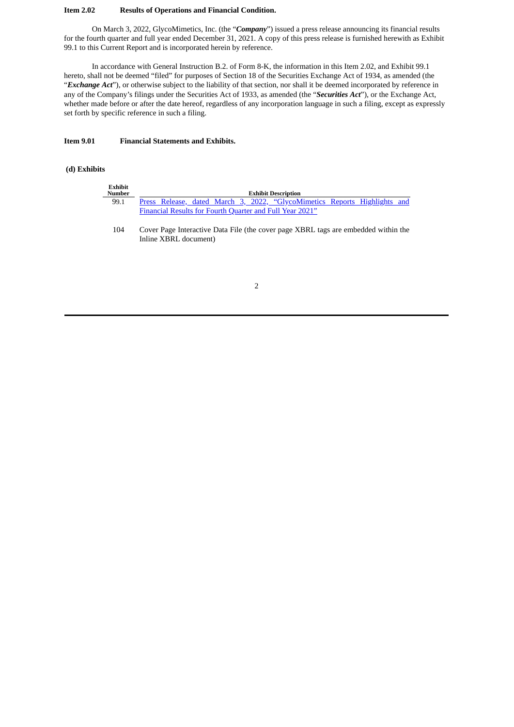**Item 2.02 Results of Operations and Financial Condition.**

On March 3, 2022, GlycoMimetics, Inc. (the "***Company***") issued a press release announcing its financial results for the fourth quarter and full year ended December 31, 2021. A copy of this press release is furnished herewith as Exhibit 99.1 to this Current Report and is incorporated herein by reference.

In accordance with General Instruction B.2. of Form 8-K, the information in this Item 2.02, and Exhibit 99.1 hereto, shall not be deemed "filed" for purposes of Section 18 of the Securities Exchange Act of 1934, as amended (the "***Exchange Act***"), or otherwise subject to the liability of that section, nor shall it be deemed incorporated by reference in any of the Company's filings under the Securities Act of 1933, as amended (the "***Securities Act***"), or the Exchange Act, whether made before or after the date hereof, regardless of any incorporation language in such a filing, except as expressly set forth by specific reference in such a filing.

**Item 9.01 Financial Statements and Exhibits.**

**(d) Exhibits**

| Exhibit Number | Exhibit Description |
|---|---|
| 99.1 | Press Release, dated March 3, 2022, "GlycoMimetics Reports Highlights and Financial Results for Fourth Quarter and Full Year 2021" |
| 104 | Cover Page Interactive Data File (the cover page XBRL tags are embedded within the Inline XBRL document) |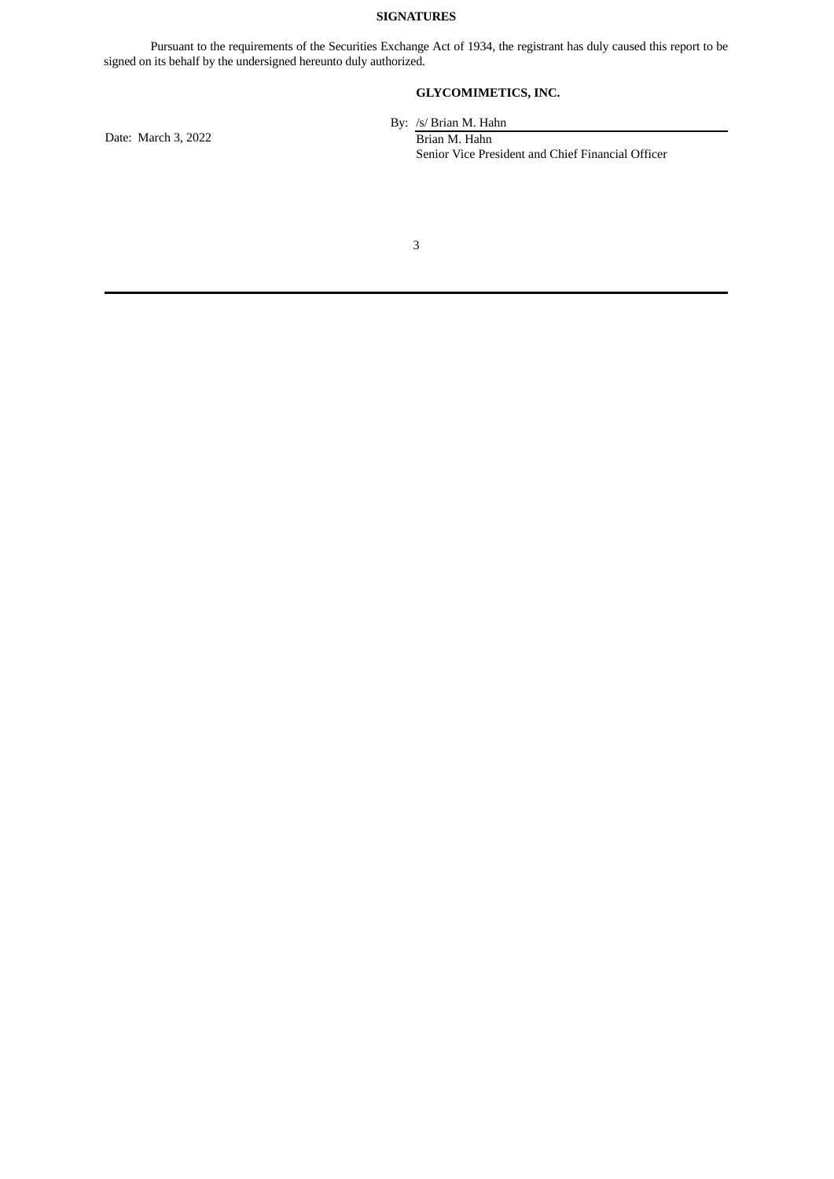**SIGNATURES**

Pursuant to the requirements of the Securities Exchange Act of 1934, the registrant has duly caused this report to be signed on its behalf by the undersigned hereunto duly authorized.

**GLYCOMIMETICS, INC.**

Date: March 3, 2022

By: /s/ Brian M. Hahn
Brian M. Hahn
Senior Vice President and Chief Financial Officer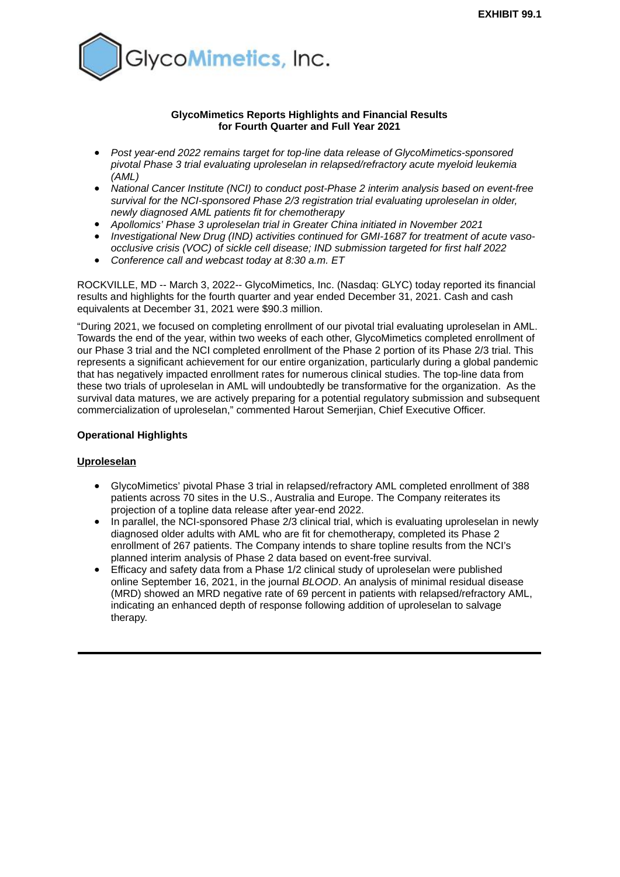**EXHIBIT 99.1**

GlycoMimetics, Inc.

**GlycoMimetics Reports Highlights and Financial Results for Fourth Quarter and Full Year 2021**

- *Post year-end 2022 remains target for top-line data release of GlycoMimetics-sponsored pivotal Phase 3 trial evaluating uproleselan in relapsed/refractory acute myeloid leukemia (AML)*
- *National Cancer Institute (NCI) to conduct post-Phase 2 interim analysis based on event-free survival for the NCI-sponsored Phase 2/3 registration trial evaluating uproleselan in older, newly diagnosed AML patients fit for chemotherapy*
- *Apollomics' Phase 3 uproleselan trial in Greater China initiated in November 2021*
- *Investigational New Drug (IND) activities continued for GMI-1687 for treatment of acute vaso-occlusive crisis (VOC) of sickle cell disease; IND submission targeted for first half 2022*
- *Conference call and webcast today at 8:30 a.m. ET*

ROCKVILLE, MD -- March 3, 2022-- GlycoMimetics, Inc. (Nasdaq: GLYC) today reported its financial results and highlights for the fourth quarter and year ended December 31, 2021. Cash and cash equivalents at December 31, 2021 were $90.3 million.

"During 2021, we focused on completing enrollment of our pivotal trial evaluating uproleselan in AML. Towards the end of the year, within two weeks of each other, GlycoMimetics completed enrollment of our Phase 3 trial and the NCI completed enrollment of the Phase 2 portion of its Phase 2/3 trial. This represents a significant achievement for our entire organization, particularly during a global pandemic that has negatively impacted enrollment rates for numerous clinical studies. The top-line data from these two trials of uproleselan in AML will undoubtedly be transformative for the organization. As the survival data matures, we are actively preparing for a potential regulatory submission and subsequent commercialization of uproleselan," commented Harout Semerjian, Chief Executive Officer.

**Operational Highlights**

**Uproleselan**

- GlycoMimetics' pivotal Phase 3 trial in relapsed/refractory AML completed enrollment of 388 patients across 70 sites in the U.S., Australia and Europe. The Company reiterates its projection of a topline data release after year-end 2022.
- In parallel, the NCI-sponsored Phase 2/3 clinical trial, which is evaluating uproleselan in newly diagnosed older adults with AML who are fit for chemotherapy, completed its Phase 2 enrollment of 267 patients. The Company intends to share topline results from the NCI's planned interim analysis of Phase 2 data based on event-free survival.
- Efficacy and safety data from a Phase 1/2 clinical study of uproleselan were published online September 16, 2021, in the journal *BLOOD*. An analysis of minimal residual disease (MRD) showed an MRD negative rate of 69 percent in patients with relapsed/refractory AML, indicating an enhanced depth of response following addition of uproleselan to salvage therapy.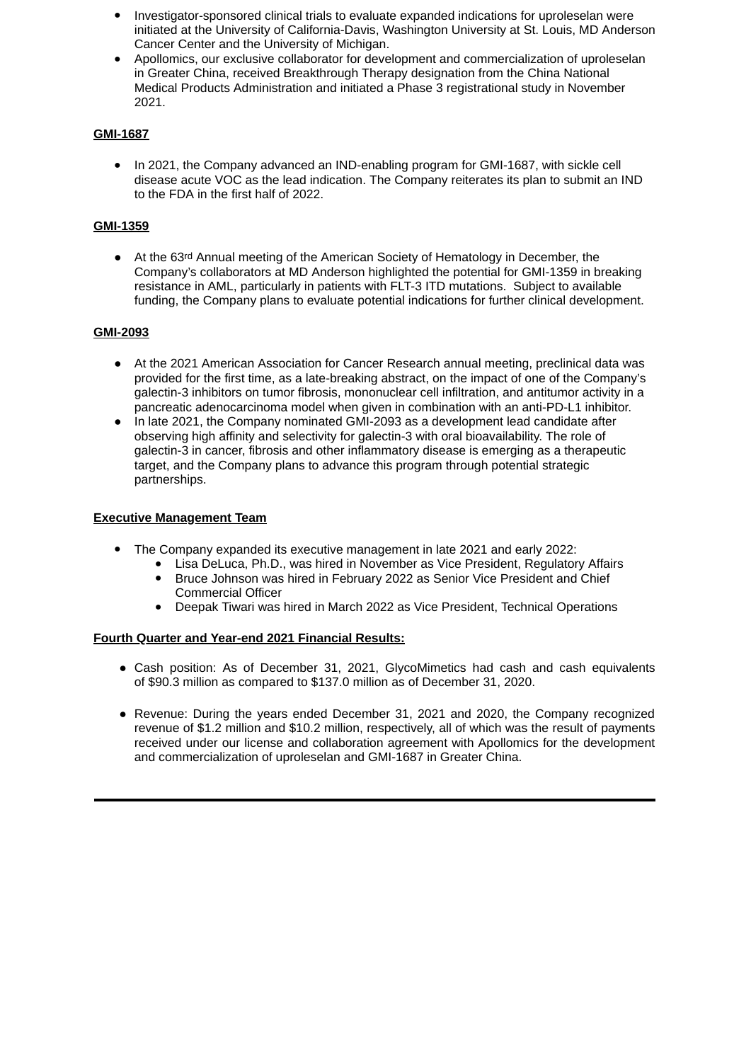- Investigator-sponsored clinical trials to evaluate expanded indications for uproleselan were initiated at the University of California-Davis, Washington University at St. Louis, MD Anderson Cancer Center and the University of Michigan.
- Apollomics, our exclusive collaborator for development and commercialization of uproleselan in Greater China, received Breakthrough Therapy designation from the China National Medical Products Administration and initiated a Phase 3 registrational study in November 2021.

**GMI-1687**

- In 2021, the Company advanced an IND-enabling program for GMI-1687, with sickle cell disease acute VOC as the lead indication. The Company reiterates its plan to submit an IND to the FDA in the first half of 2022.

**GMI-1359**

- At the 63rd Annual meeting of the American Society of Hematology in December, the Company's collaborators at MD Anderson highlighted the potential for GMI-1359 in breaking resistance in AML, particularly in patients with FLT-3 ITD mutations. Subject to available funding, the Company plans to evaluate potential indications for further clinical development.

**GMI-2093**

- At the 2021 American Association for Cancer Research annual meeting, preclinical data was provided for the first time, as a late-breaking abstract, on the impact of one of the Company's galectin-3 inhibitors on tumor fibrosis, mononuclear cell infiltration, and antitumor activity in a pancreatic adenocarcinoma model when given in combination with an anti-PD-L1 inhibitor.
- In late 2021, the Company nominated GMI-2093 as a development lead candidate after observing high affinity and selectivity for galectin-3 with oral bioavailability. The role of galectin-3 in cancer, fibrosis and other inflammatory disease is emerging as a therapeutic target, and the Company plans to advance this program through potential strategic partnerships.

**Executive Management Team**

- The Company expanded its executive management in late 2021 and early 2022:
  - Lisa DeLuca, Ph.D., was hired in November as Vice President, Regulatory Affairs
  - Bruce Johnson was hired in February 2022 as Senior Vice President and Chief Commercial Officer
  - Deepak Tiwari was hired in March 2022 as Vice President, Technical Operations

**Fourth Quarter and Year-end 2021 Financial Results:**

- Cash position: As of December 31, 2021, GlycoMimetics had cash and cash equivalents of $90.3 million as compared to $137.0 million as of December 31, 2020.

- Revenue: During the years ended December 31, 2021 and 2020, the Company recognized revenue of $1.2 million and $10.2 million, respectively, all of which was the result of payments received under our license and collaboration agreement with Apollomics for the development and commercialization of uproleselan and GMI-1687 in Greater China.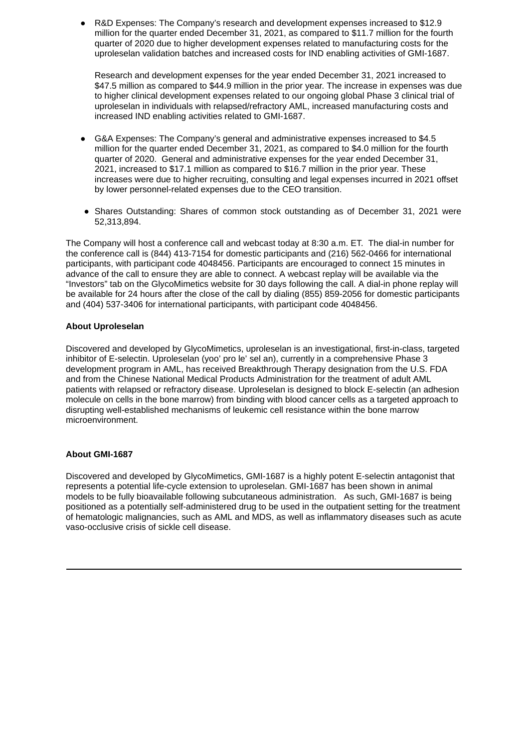- R&D Expenses: The Company's research and development expenses increased to $12.9 million for the quarter ended December 31, 2021, as compared to $11.7 million for the fourth quarter of 2020 due to higher development expenses related to manufacturing costs for the uproleselan validation batches and increased costs for IND enabling activities of GMI-1687.

  Research and development expenses for the year ended December 31, 2021 increased to $47.5 million as compared to $44.9 million in the prior year. The increase in expenses was due to higher clinical development expenses related to our ongoing global Phase 3 clinical trial of uproleselan in individuals with relapsed/refractory AML, increased manufacturing costs and increased IND enabling activities related to GMI-1687.

- G&A Expenses: The Company's general and administrative expenses increased to $4.5 million for the quarter ended December 31, 2021, as compared to $4.0 million for the fourth quarter of 2020. General and administrative expenses for the year ended December 31, 2021, increased to $17.1 million as compared to $16.7 million in the prior year. These increases were due to higher recruiting, consulting and legal expenses incurred in 2021 offset by lower personnel-related expenses due to the CEO transition.

- Shares Outstanding: Shares of common stock outstanding as of December 31, 2021 were 52,313,894.

The Company will host a conference call and webcast today at 8:30 a.m. ET. The dial-in number for the conference call is (844) 413-7154 for domestic participants and (216) 562-0466 for international participants, with participant code 4048456. Participants are encouraged to connect 15 minutes in advance of the call to ensure they are able to connect. A webcast replay will be available via the "Investors" tab on the GlycoMimetics website for 30 days following the call. A dial-in phone replay will be available for 24 hours after the close of the call by dialing (855) 859-2056 for domestic participants and (404) 537-3406 for international participants, with participant code 4048456.

**About Uproleselan**

Discovered and developed by GlycoMimetics, uproleselan is an investigational, first-in-class, targeted inhibitor of E-selectin. Uproleselan (yoo' pro le' sel an), currently in a comprehensive Phase 3 development program in AML, has received Breakthrough Therapy designation from the U.S. FDA and from the Chinese National Medical Products Administration for the treatment of adult AML patients with relapsed or refractory disease. Uproleselan is designed to block E-selectin (an adhesion molecule on cells in the bone marrow) from binding with blood cancer cells as a targeted approach to disrupting well-established mechanisms of leukemic cell resistance within the bone marrow microenvironment.

**About GMI-1687**

Discovered and developed by GlycoMimetics, GMI-1687 is a highly potent E-selectin antagonist that represents a potential life-cycle extension to uproleselan. GMI-1687 has been shown in animal models to be fully bioavailable following subcutaneous administration. As such, GMI-1687 is being positioned as a potentially self-administered drug to be used in the outpatient setting for the treatment of hematologic malignancies, such as AML and MDS, as well as inflammatory diseases such as acute vaso-occlusive crisis of sickle cell disease.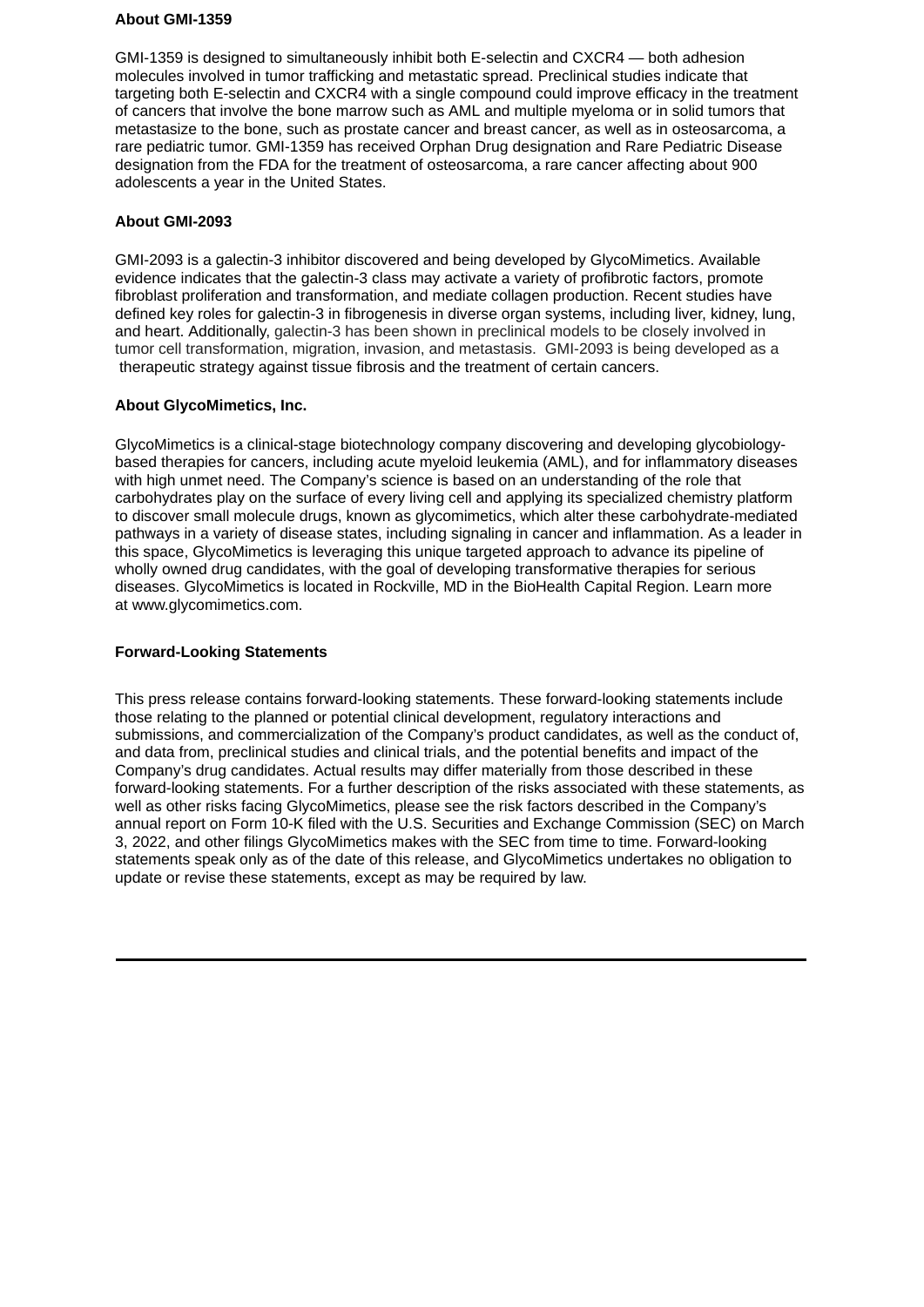**About GMI-1359**

GMI-1359 is designed to simultaneously inhibit both E-selectin and CXCR4 — both adhesion molecules involved in tumor trafficking and metastatic spread. Preclinical studies indicate that targeting both E-selectin and CXCR4 with a single compound could improve efficacy in the treatment of cancers that involve the bone marrow such as AML and multiple myeloma or in solid tumors that metastasize to the bone, such as prostate cancer and breast cancer, as well as in osteosarcoma, a rare pediatric tumor. GMI-1359 has received Orphan Drug designation and Rare Pediatric Disease designation from the FDA for the treatment of osteosarcoma, a rare cancer affecting about 900 adolescents a year in the United States.

**About GMI-2093**

GMI-2093 is a galectin-3 inhibitor discovered and being developed by GlycoMimetics. Available evidence indicates that the galectin-3 class may activate a variety of profibrotic factors, promote fibroblast proliferation and transformation, and mediate collagen production. Recent studies have defined key roles for galectin-3 in fibrogenesis in diverse organ systems, including liver, kidney, lung, and heart. Additionally, galectin-3 has been shown in preclinical models to be closely involved in tumor cell transformation, migration, invasion, and metastasis. GMI-2093 is being developed as a therapeutic strategy against tissue fibrosis and the treatment of certain cancers.

**About GlycoMimetics, Inc.**

GlycoMimetics is a clinical-stage biotechnology company discovering and developing glycobiology-based therapies for cancers, including acute myeloid leukemia (AML), and for inflammatory diseases with high unmet need. The Company's science is based on an understanding of the role that carbohydrates play on the surface of every living cell and applying its specialized chemistry platform to discover small molecule drugs, known as glycomimetics, which alter these carbohydrate-mediated pathways in a variety of disease states, including signaling in cancer and inflammation. As a leader in this space, GlycoMimetics is leveraging this unique targeted approach to advance its pipeline of wholly owned drug candidates, with the goal of developing transformative therapies for serious diseases. GlycoMimetics is located in Rockville, MD in the BioHealth Capital Region. Learn more at www.glycomimetics.com.

**Forward-Looking Statements**

This press release contains forward-looking statements. These forward-looking statements include those relating to the planned or potential clinical development, regulatory interactions and submissions, and commercialization of the Company's product candidates, as well as the conduct of, and data from, preclinical studies and clinical trials, and the potential benefits and impact of the Company's drug candidates. Actual results may differ materially from those described in these forward-looking statements. For a further description of the risks associated with these statements, as well as other risks facing GlycoMimetics, please see the risk factors described in the Company's annual report on Form 10-K filed with the U.S. Securities and Exchange Commission (SEC) on March 3, 2022, and other filings GlycoMimetics makes with the SEC from time to time. Forward-looking statements speak only as of the date of this release, and GlycoMimetics undertakes no obligation to update or revise these statements, except as may be required by law.

---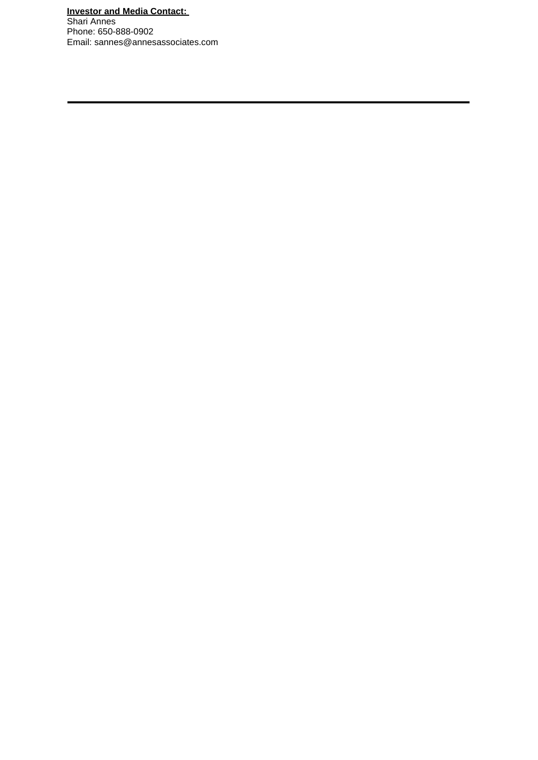**Investor and Media Contact:**

Shari Annes  
Phone: 650-888-0902  
Email: sannes@annesassociates.com

---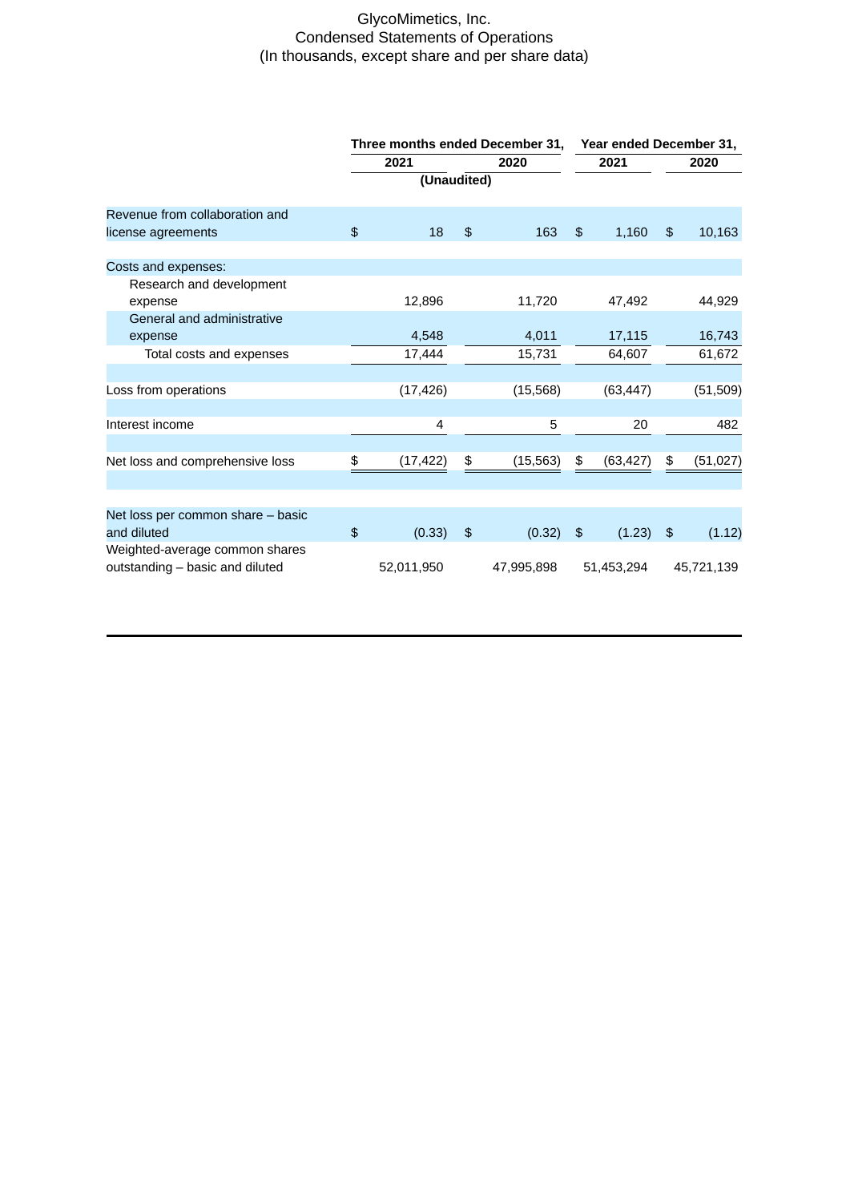GlycoMimetics, Inc.
Condensed Statements of Operations
(In thousands, except share and per share data)

| | Three months ended December 31, | | Year ended December 31, | |
|---|---|---|---|---|
| | 2021 | 2020 | 2021 | 2020 |
| | (Unaudited) | | | |
| Revenue from collaboration and license agreements | $ 18 | $ 163 | $ 1,160 | $ 10,163 |
| Costs and expenses: | | | | |
| Research and development expense | 12,896 | 11,720 | 47,492 | 44,929 |
| General and administrative expense | 4,548 | 4,011 | 17,115 | 16,743 |
| Total costs and expenses | 17,444 | 15,731 | 64,607 | 61,672 |
| Loss from operations | (17,426) | (15,568) | (63,447) | (51,509) |
| Interest income | 4 | 5 | 20 | 482 |
| Net loss and comprehensive loss | $ (17,422) | $ (15,563) | $ (63,427) | $ (51,027) |
| Net loss per common share – basic and diluted | $ (0.33) | $ (0.32) | $ (1.23) | $ (1.12) |
| Weighted-average common shares outstanding – basic and diluted | 52,011,950 | 47,995,898 | 51,453,294 | 45,721,139 |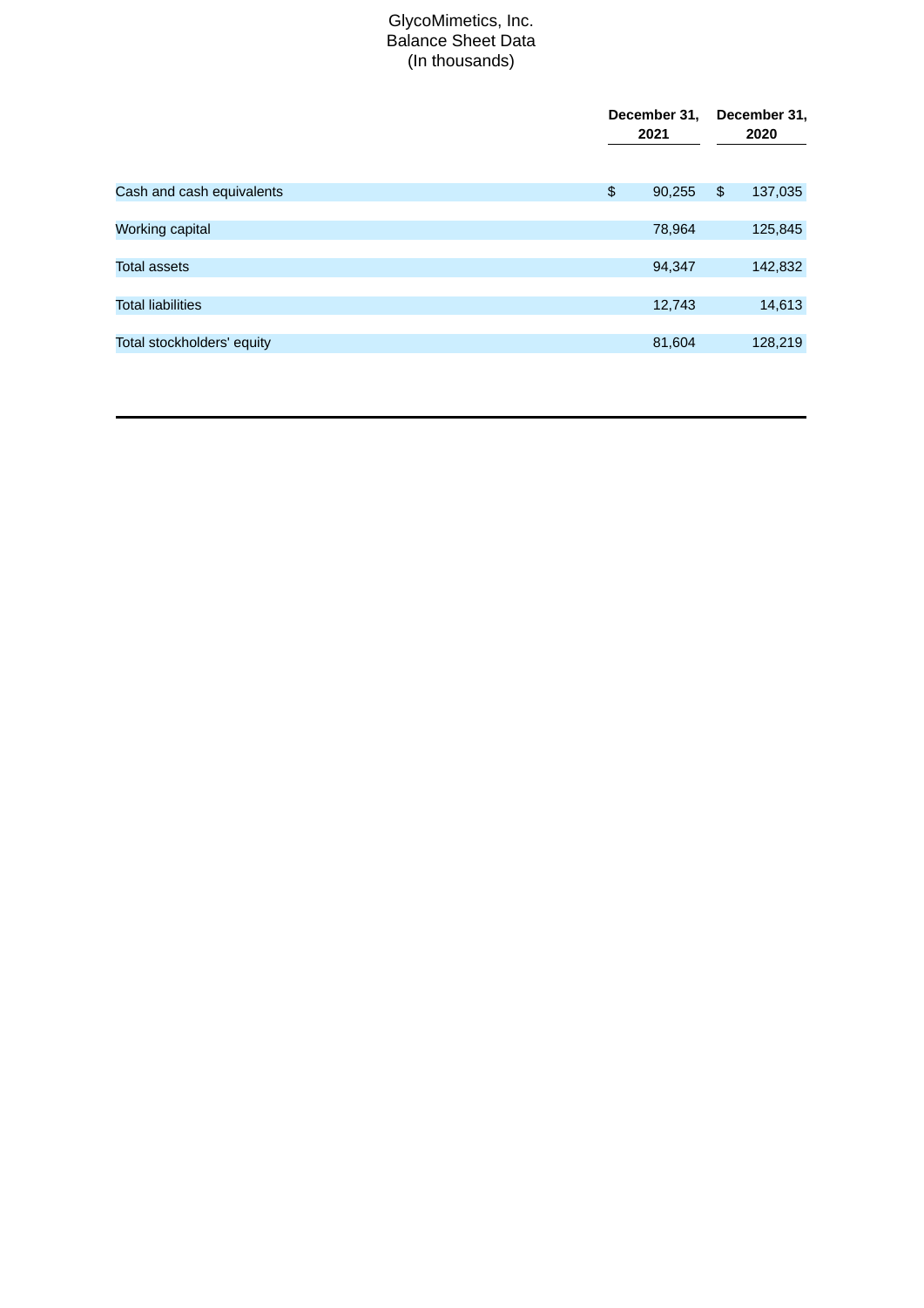GlycoMimetics, Inc.
Balance Sheet Data
(In thousands)

| | December 31, 2021 | December 31, 2020 |
|---|---|---|
| Cash and cash equivalents | $ 90,255 | $ 137,035 |
| Working capital | 78,964 | 125,845 |
| Total assets | 94,347 | 142,832 |
| Total liabilities | 12,743 | 14,613 |
| Total stockholders' equity | 81,604 | 128,219 |